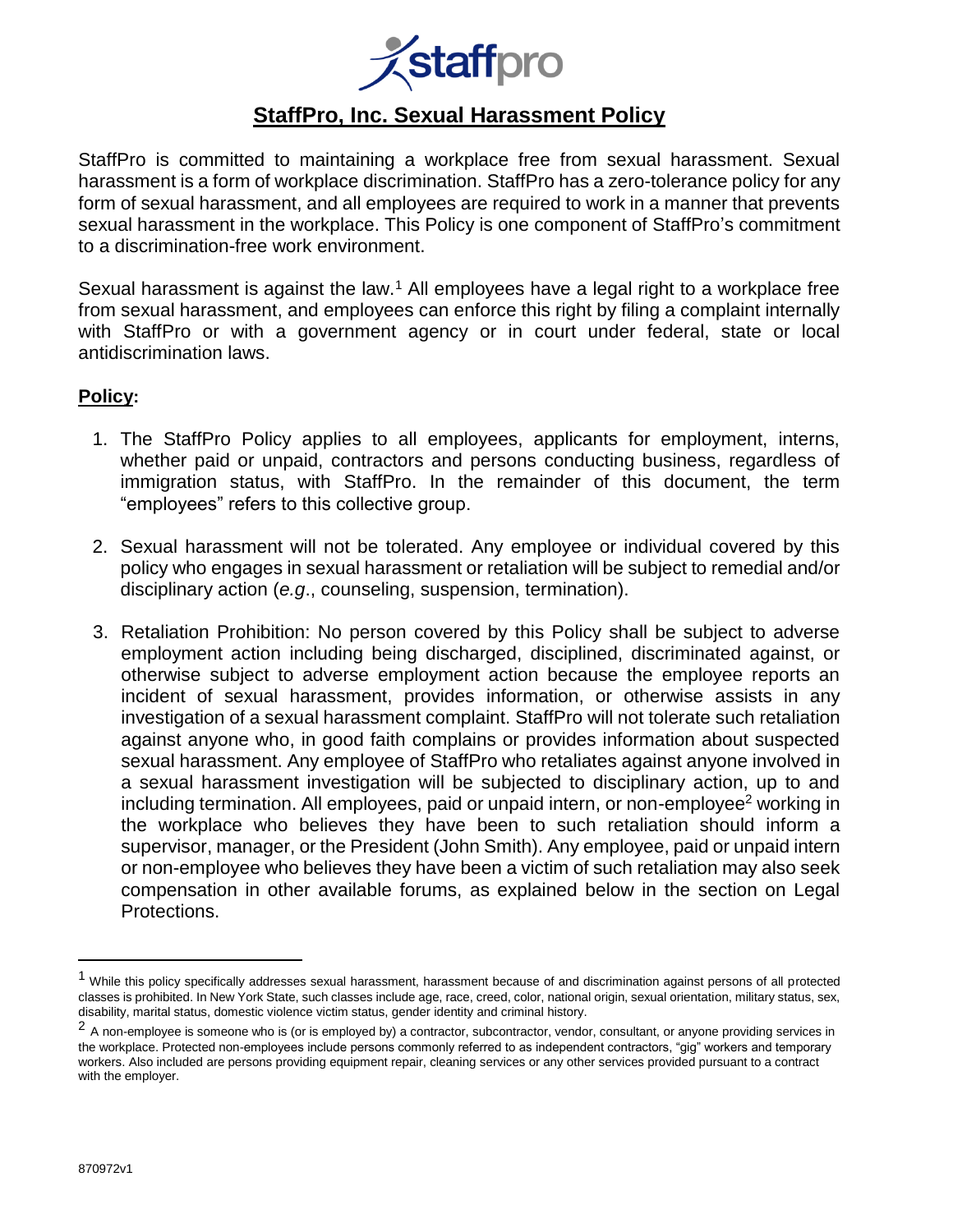# StaffPro, Inc. Sexual Harassment Policy

StaffPro is committed to maintaining a workplace free from sexual harassment. Sexual harassment is a form of workplace discrimination. StaffPro has a zero-tolerance policy for any form of sexual harassment, and all employees are required to work in a manner that prevents sexual harassment in the workplace. This Policy is one component of StaffPro's commitment to a discrimination-free work environment.

Sexual harassment is against the law.[1] All employees have a legal right to a workplace free from sexual harassment, and employees can enforce this right by filing a complaint internally with StaffPro or with a government agency or in court under federal, state or local antidiscrimination laws.

## Policy:

1. The StaffPro Policy applies to all employees, applicants for employment, interns, whether paid or unpaid, contractors and persons conducting business, regardless of immigration status, with StaffPro. In the remainder of this document, the term "employees" refers to this collective group.

2. Sexual harassment will not be tolerated. Any employee or individual covered by this policy who engages in sexual harassment or retaliation will be subject to remedial and/or disciplinary action (*e.g*., counseling, suspension, termination).

3. Retaliation Prohibition: No person covered by this Policy shall be subject to adverse employment action including being discharged, disciplined, discriminated against, or otherwise subject to adverse employment action because the employee reports an incident of sexual harassment, provides information, or otherwise assists in any investigation of a sexual harassment complaint. StaffPro will not tolerate such retaliation against anyone who, in good faith complains or provides information about suspected sexual harassment. Any employee of StaffPro who retaliates against anyone involved in a sexual harassment investigation will be subjected to disciplinary action, up to and including termination. All employees, paid or unpaid intern, or non-employee[2] working in the workplace who believes they have been to such retaliation should inform a supervisor, manager, or the President (John Smith). Any employee, paid or unpaid intern or non-employee who believes they have been a victim of such retaliation may also seek compensation in other available forums, as explained below in the section on Legal Protections.

---

[1] While this policy specifically addresses sexual harassment, harassment because of and discrimination against persons of all protected classes is prohibited. In New York State, such classes include age, race, creed, color, national origin, sexual orientation, military status, sex, disability, marital status, domestic violence victim status, gender identity and criminal history.

[2] A non-employee is someone who is (or is employed by) a contractor, subcontractor, vendor, consultant, or anyone providing services in the workplace. Protected non-employees include persons commonly referred to as independent contractors, "gig" workers and temporary workers. Also included are persons providing equipment repair, cleaning services or any other services provided pursuant to a contract with the employer.

870972v1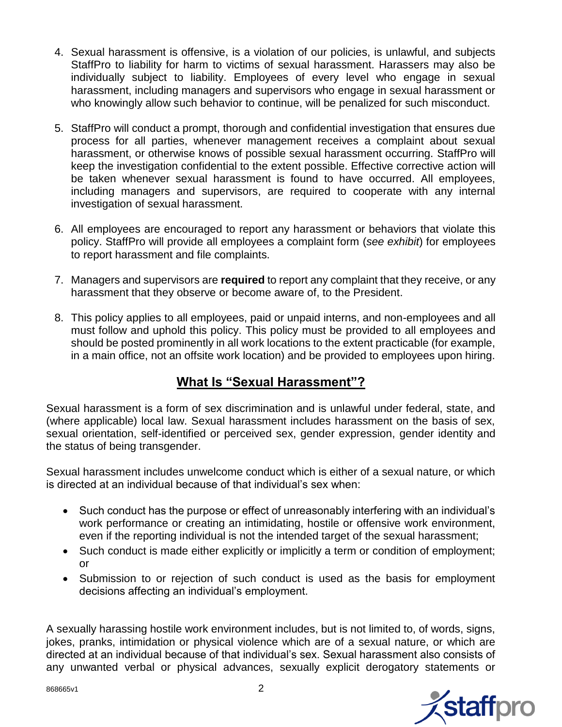4. Sexual harassment is offensive, is a violation of our policies, is unlawful, and subjects StaffPro to liability for harm to victims of sexual harassment. Harassers may also be individually subject to liability. Employees of every level who engage in sexual harassment, including managers and supervisors who engage in sexual harassment or who knowingly allow such behavior to continue, will be penalized for such misconduct.

5. StaffPro will conduct a prompt, thorough and confidential investigation that ensures due process for all parties, whenever management receives a complaint about sexual harassment, or otherwise knows of possible sexual harassment occurring. StaffPro will keep the investigation confidential to the extent possible. Effective corrective action will be taken whenever sexual harassment is found to have occurred. All employees, including managers and supervisors, are required to cooperate with any internal investigation of sexual harassment.

6. All employees are encouraged to report any harassment or behaviors that violate this policy. StaffPro will provide all employees a complaint form (*see exhibit*) for employees to report harassment and file complaints.

7. Managers and supervisors are **required** to report any complaint that they receive, or any harassment that they observe or become aware of, to the President.

8. This policy applies to all employees, paid or unpaid interns, and non-employees and all must follow and uphold this policy. This policy must be provided to all employees and should be posted prominently in all work locations to the extent practicable (for example, in a main office, not an offsite work location) and be provided to employees upon hiring.

## What Is "Sexual Harassment"?

Sexual harassment is a form of sex discrimination and is unlawful under federal, state, and (where applicable) local law. Sexual harassment includes harassment on the basis of sex, sexual orientation, self-identified or perceived sex, gender expression, gender identity and the status of being transgender.

Sexual harassment includes unwelcome conduct which is either of a sexual nature, or which is directed at an individual because of that individual's sex when:

- Such conduct has the purpose or effect of unreasonably interfering with an individual's work performance or creating an intimidating, hostile or offensive work environment, even if the reporting individual is not the intended target of the sexual harassment;
- Such conduct is made either explicitly or implicitly a term or condition of employment; or
- Submission to or rejection of such conduct is used as the basis for employment decisions affecting an individual's employment.

A sexually harassing hostile work environment includes, but is not limited to, of words, signs, jokes, pranks, intimidation or physical violence which are of a sexual nature, or which are directed at an individual because of that individual's sex. Sexual harassment also consists of any unwanted verbal or physical advances, sexually explicit derogatory statements or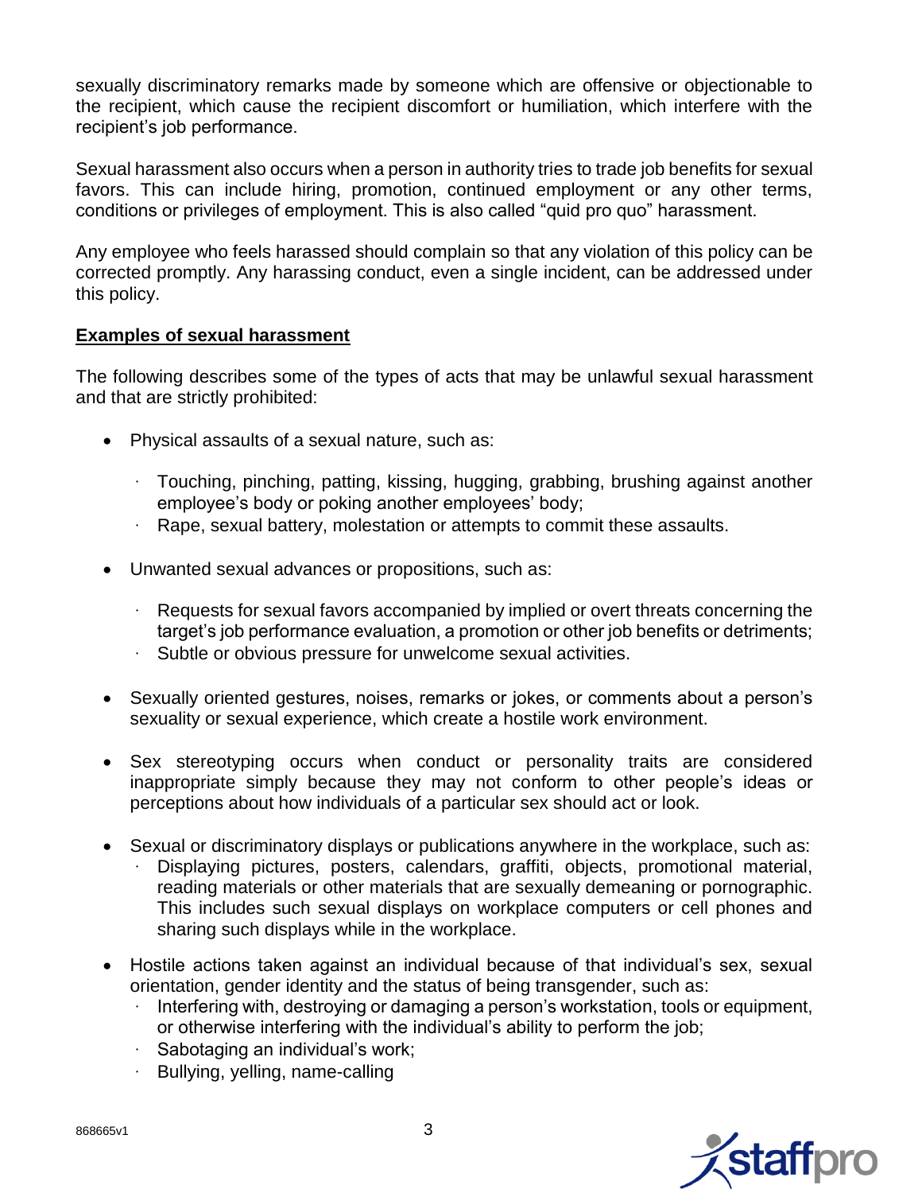sexually discriminatory remarks made by someone which are offensive or objectionable to the recipient, which cause the recipient discomfort or humiliation, which interfere with the recipient's job performance.

Sexual harassment also occurs when a person in authority tries to trade job benefits for sexual favors. This can include hiring, promotion, continued employment or any other terms, conditions or privileges of employment. This is also called "quid pro quo" harassment.

Any employee who feels harassed should complain so that any violation of this policy can be corrected promptly. Any harassing conduct, even a single incident, can be addressed under this policy.

**Examples of sexual harassment**

The following describes some of the types of acts that may be unlawful sexual harassment and that are strictly prohibited:

- Physical assaults of a sexual nature, such as:
  - Touching, pinching, patting, kissing, hugging, grabbing, brushing against another employee's body or poking another employees' body;
  - Rape, sexual battery, molestation or attempts to commit these assaults.
- Unwanted sexual advances or propositions, such as:
  - Requests for sexual favors accompanied by implied or overt threats concerning the target's job performance evaluation, a promotion or other job benefits or detriments;
  - Subtle or obvious pressure for unwelcome sexual activities.
- Sexually oriented gestures, noises, remarks or jokes, or comments about a person's sexuality or sexual experience, which create a hostile work environment.
- Sex stereotyping occurs when conduct or personality traits are considered inappropriate simply because they may not conform to other people's ideas or perceptions about how individuals of a particular sex should act or look.
- Sexual or discriminatory displays or publications anywhere in the workplace, such as:
  - Displaying pictures, posters, calendars, graffiti, objects, promotional material, reading materials or other materials that are sexually demeaning or pornographic. This includes such sexual displays on workplace computers or cell phones and sharing such displays while in the workplace.
- Hostile actions taken against an individual because of that individual's sex, sexual orientation, gender identity and the status of being transgender, such as:
  - Interfering with, destroying or damaging a person's workstation, tools or equipment, or otherwise interfering with the individual's ability to perform the job;
  - Sabotaging an individual's work;
  - Bullying, yelling, name-calling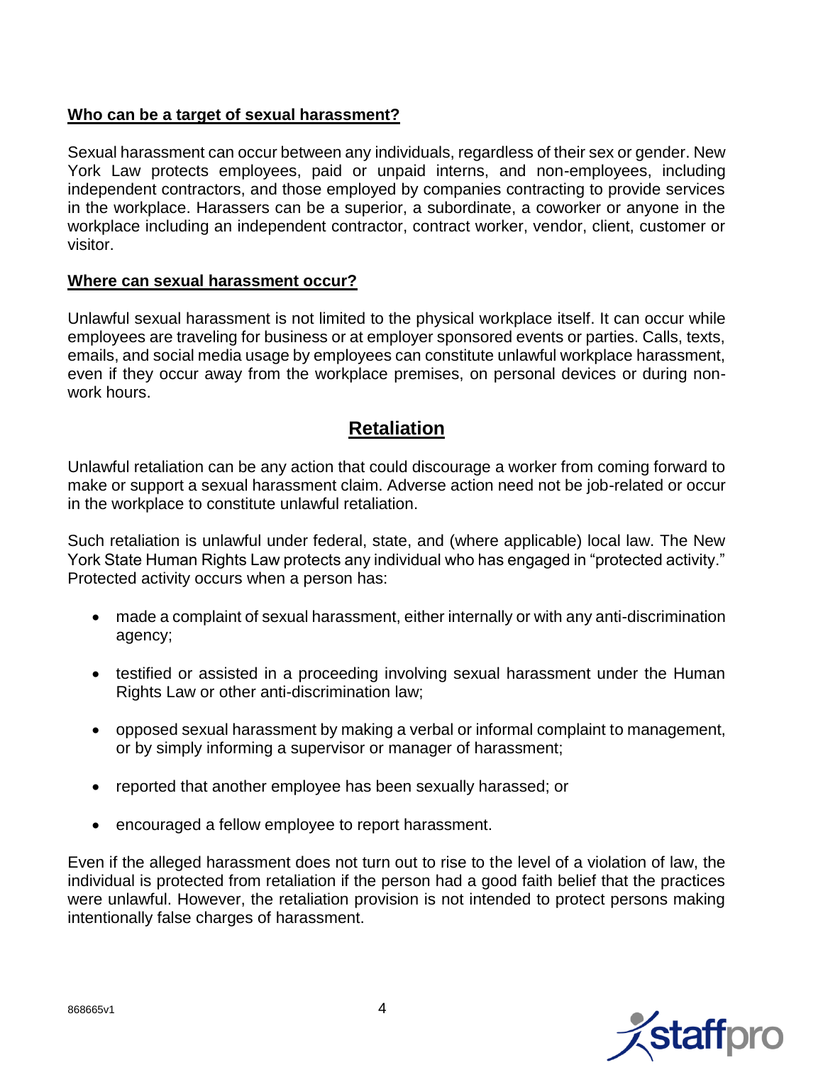### Who can be a target of sexual harassment?

Sexual harassment can occur between any individuals, regardless of their sex or gender. New York Law protects employees, paid or unpaid interns, and non-employees, including independent contractors, and those employed by companies contracting to provide services in the workplace. Harassers can be a superior, a subordinate, a coworker or anyone in the workplace including an independent contractor, contract worker, vendor, client, customer or visitor.

### Where can sexual harassment occur?

Unlawful sexual harassment is not limited to the physical workplace itself. It can occur while employees are traveling for business or at employer sponsored events or parties. Calls, texts, emails, and social media usage by employees can constitute unlawful workplace harassment, even if they occur away from the workplace premises, on personal devices or during non-work hours.

## Retaliation

Unlawful retaliation can be any action that could discourage a worker from coming forward to make or support a sexual harassment claim. Adverse action need not be job-related or occur in the workplace to constitute unlawful retaliation.

Such retaliation is unlawful under federal, state, and (where applicable) local law. The New York State Human Rights Law protects any individual who has engaged in "protected activity." Protected activity occurs when a person has:

- made a complaint of sexual harassment, either internally or with any anti-discrimination agency;
- testified or assisted in a proceeding involving sexual harassment under the Human Rights Law or other anti-discrimination law;
- opposed sexual harassment by making a verbal or informal complaint to management, or by simply informing a supervisor or manager of harassment;
- reported that another employee has been sexually harassed; or
- encouraged a fellow employee to report harassment.

Even if the alleged harassment does not turn out to rise to the level of a violation of law, the individual is protected from retaliation if the person had a good faith belief that the practices were unlawful. However, the retaliation provision is not intended to protect persons making intentionally false charges of harassment.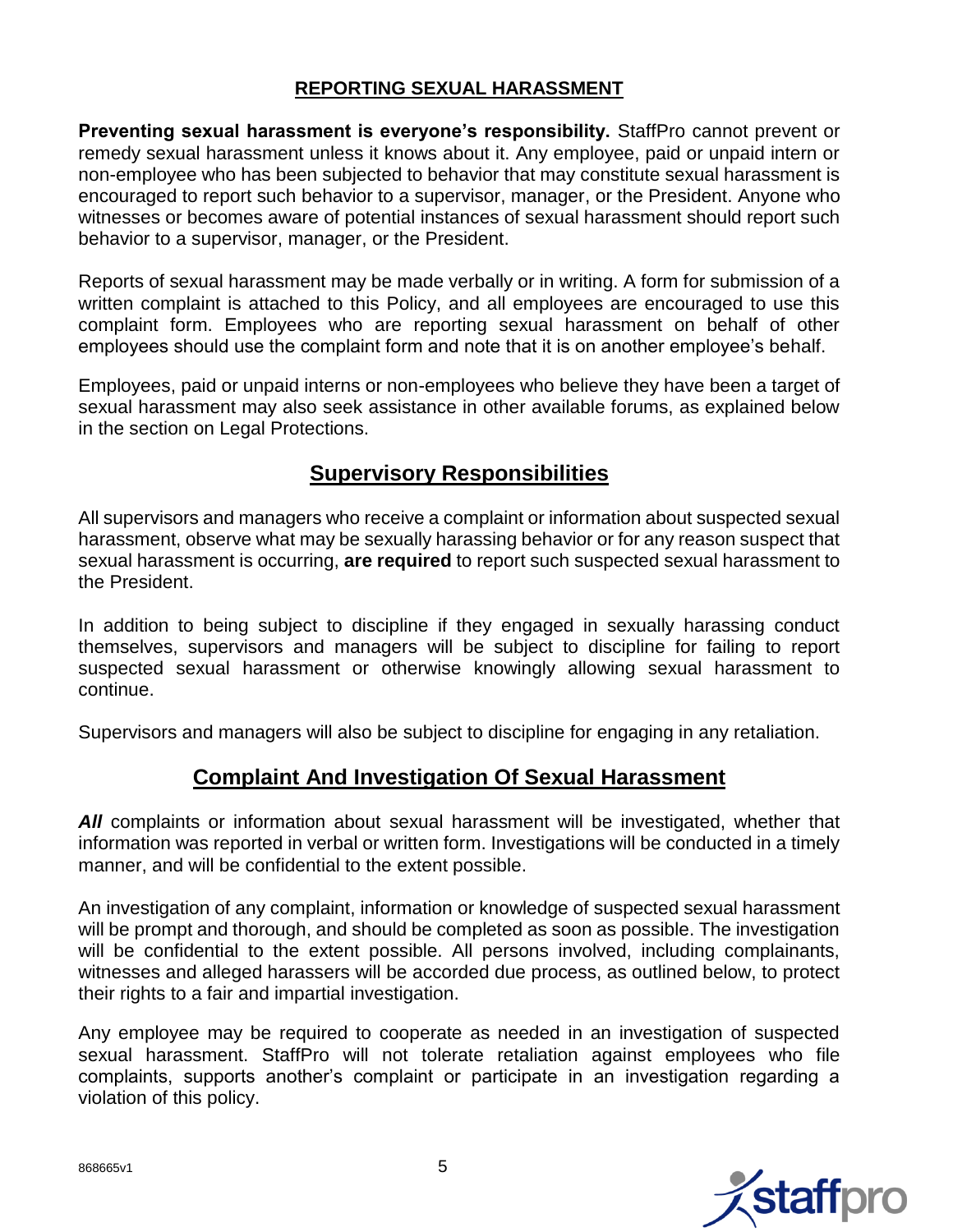## REPORTING SEXUAL HARASSMENT

**Preventing sexual harassment is everyone's responsibility.** StaffPro cannot prevent or remedy sexual harassment unless it knows about it. Any employee, paid or unpaid intern or non-employee who has been subjected to behavior that may constitute sexual harassment is encouraged to report such behavior to a supervisor, manager, or the President. Anyone who witnesses or becomes aware of potential instances of sexual harassment should report such behavior to a supervisor, manager, or the President.

Reports of sexual harassment may be made verbally or in writing. A form for submission of a written complaint is attached to this Policy, and all employees are encouraged to use this complaint form. Employees who are reporting sexual harassment on behalf of other employees should use the complaint form and note that it is on another employee's behalf.

Employees, paid or unpaid interns or non-employees who believe they have been a target of sexual harassment may also seek assistance in other available forums, as explained below in the section on Legal Protections.

## Supervisory Responsibilities

All supervisors and managers who receive a complaint or information about suspected sexual harassment, observe what may be sexually harassing behavior or for any reason suspect that sexual harassment is occurring, **are required** to report such suspected sexual harassment to the President.

In addition to being subject to discipline if they engaged in sexually harassing conduct themselves, supervisors and managers will be subject to discipline for failing to report suspected sexual harassment or otherwise knowingly allowing sexual harassment to continue.

Supervisors and managers will also be subject to discipline for engaging in any retaliation.

## Complaint And Investigation Of Sexual Harassment

***All*** complaints or information about sexual harassment will be investigated, whether that information was reported in verbal or written form. Investigations will be conducted in a timely manner, and will be confidential to the extent possible.

An investigation of any complaint, information or knowledge of suspected sexual harassment will be prompt and thorough, and should be completed as soon as possible. The investigation will be confidential to the extent possible. All persons involved, including complainants, witnesses and alleged harassers will be accorded due process, as outlined below, to protect their rights to a fair and impartial investigation.

Any employee may be required to cooperate as needed in an investigation of suspected sexual harassment. StaffPro will not tolerate retaliation against employees who file complaints, supports another's complaint or participate in an investigation regarding a violation of this policy.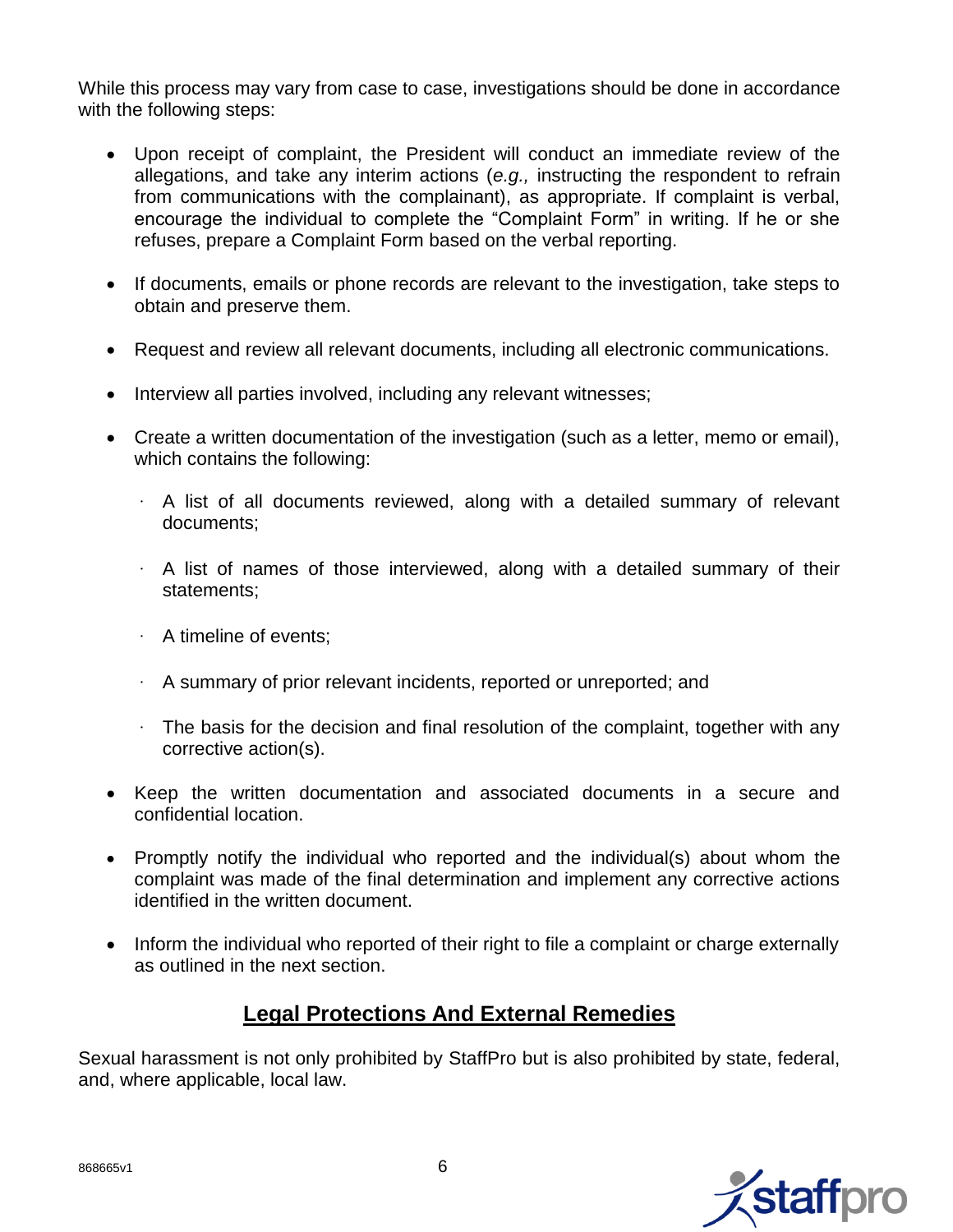While this process may vary from case to case, investigations should be done in accordance with the following steps:

- Upon receipt of complaint, the President will conduct an immediate review of the allegations, and take any interim actions (*e.g.,* instructing the respondent to refrain from communications with the complainant), as appropriate. If complaint is verbal, encourage the individual to complete the "Complaint Form" in writing. If he or she refuses, prepare a Complaint Form based on the verbal reporting.

- If documents, emails or phone records are relevant to the investigation, take steps to obtain and preserve them.

- Request and review all relevant documents, including all electronic communications.

- Interview all parties involved, including any relevant witnesses;

- Create a written documentation of the investigation (such as a letter, memo or email), which contains the following:

  - A list of all documents reviewed, along with a detailed summary of relevant documents;

  - A list of names of those interviewed, along with a detailed summary of their statements;

  - A timeline of events;

  - A summary of prior relevant incidents, reported or unreported; and

  - The basis for the decision and final resolution of the complaint, together with any corrective action(s).

- Keep the written documentation and associated documents in a secure and confidential location.

- Promptly notify the individual who reported and the individual(s) about whom the complaint was made of the final determination and implement any corrective actions identified in the written document.

- Inform the individual who reported of their right to file a complaint or charge externally as outlined in the next section.

## Legal Protections And External Remedies

Sexual harassment is not only prohibited by StaffPro but is also prohibited by state, federal, and, where applicable, local law.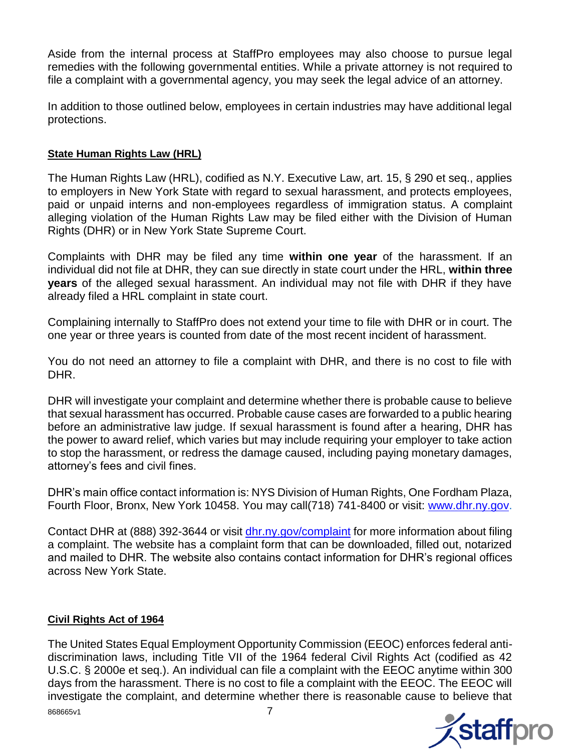Aside from the internal process at StaffPro employees may also choose to pursue legal remedies with the following governmental entities. While a private attorney is not required to file a complaint with a governmental agency, you may seek the legal advice of an attorney.

In addition to those outlined below, employees in certain industries may have additional legal protections.

**State Human Rights Law (HRL)**

The Human Rights Law (HRL), codified as N.Y. Executive Law, art. 15, § 290 et seq., applies to employers in New York State with regard to sexual harassment, and protects employees, paid or unpaid interns and non-employees regardless of immigration status. A complaint alleging violation of the Human Rights Law may be filed either with the Division of Human Rights (DHR) or in New York State Supreme Court.

Complaints with DHR may be filed any time **within one year** of the harassment. If an individual did not file at DHR, they can sue directly in state court under the HRL, **within three years** of the alleged sexual harassment. An individual may not file with DHR if they have already filed a HRL complaint in state court.

Complaining internally to StaffPro does not extend your time to file with DHR or in court. The one year or three years is counted from date of the most recent incident of harassment.

You do not need an attorney to file a complaint with DHR, and there is no cost to file with DHR.

DHR will investigate your complaint and determine whether there is probable cause to believe that sexual harassment has occurred. Probable cause cases are forwarded to a public hearing before an administrative law judge. If sexual harassment is found after a hearing, DHR has the power to award relief, which varies but may include requiring your employer to take action to stop the harassment, or redress the damage caused, including paying monetary damages, attorney's fees and civil fines.

DHR's main office contact information is: NYS Division of Human Rights, One Fordham Plaza, Fourth Floor, Bronx, New York 10458. You may call(718) 741-8400 or visit: www.dhr.ny.gov.

Contact DHR at (888) 392-3644 or visit dhr.ny.gov/complaint for more information about filing a complaint. The website has a complaint form that can be downloaded, filled out, notarized and mailed to DHR. The website also contains contact information for DHR's regional offices across New York State.

**Civil Rights Act of 1964**

The United States Equal Employment Opportunity Commission (EEOC) enforces federal anti-discrimination laws, including Title VII of the 1964 federal Civil Rights Act (codified as 42 U.S.C. § 2000e et seq.). An individual can file a complaint with the EEOC anytime within 300 days from the harassment. There is no cost to file a complaint with the EEOC. The EEOC will investigate the complaint, and determine whether there is reasonable cause to believe that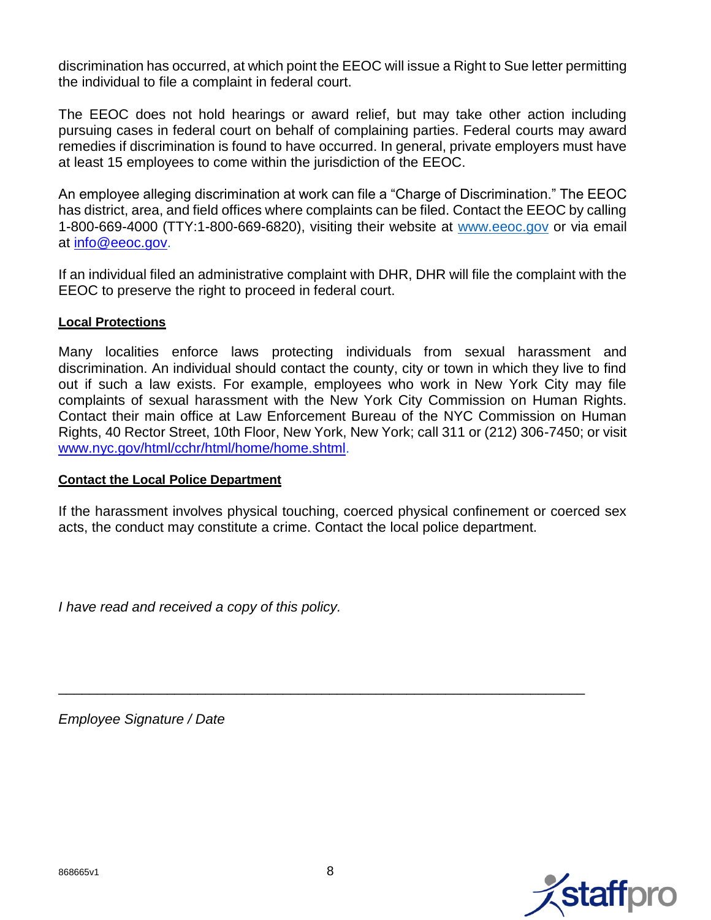discrimination has occurred, at which point the EEOC will issue a Right to Sue letter permitting the individual to file a complaint in federal court.

The EEOC does not hold hearings or award relief, but may take other action including pursuing cases in federal court on behalf of complaining parties. Federal courts may award remedies if discrimination is found to have occurred. In general, private employers must have at least 15 employees to come within the jurisdiction of the EEOC.

An employee alleging discrimination at work can file a "Charge of Discrimination." The EEOC has district, area, and field offices where complaints can be filed. Contact the EEOC by calling 1-800-669-4000 (TTY:1-800-669-6820), visiting their website at www.eeoc.gov or via email at info@eeoc.gov.

If an individual filed an administrative complaint with DHR, DHR will file the complaint with the EEOC to preserve the right to proceed in federal court.

**Local Protections**

Many localities enforce laws protecting individuals from sexual harassment and discrimination. An individual should contact the county, city or town in which they live to find out if such a law exists. For example, employees who work in New York City may file complaints of sexual harassment with the New York City Commission on Human Rights. Contact their main office at Law Enforcement Bureau of the NYC Commission on Human Rights, 40 Rector Street, 10th Floor, New York, New York; call 311 or (212) 306-7450; or visit www.nyc.gov/html/cchr/html/home/home.shtml.

**Contact the Local Police Department**

If the harassment involves physical touching, coerced physical confinement or coerced sex acts, the conduct may constitute a crime. Contact the local police department.

*I have read and received a copy of this policy.*

______________________________________________________________________

*Employee Signature / Date*

868665v1